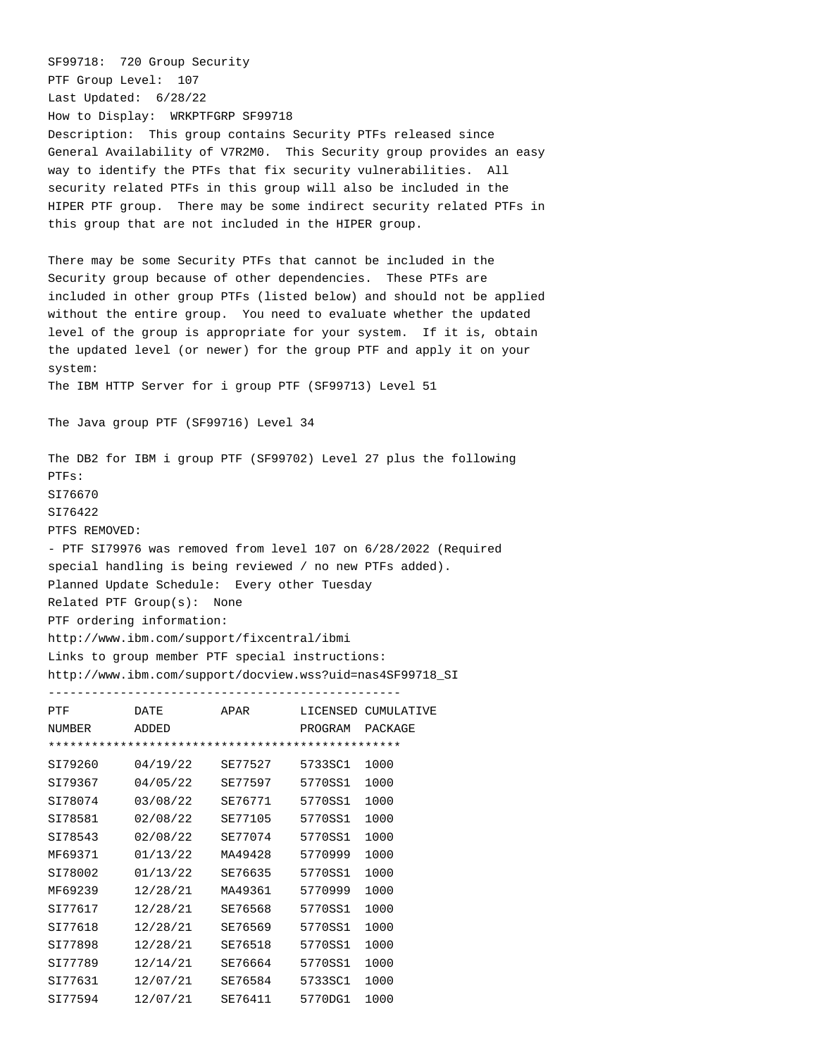SF99718: 720 Group Security
PTF Group Level: 107
Last Updated: 6/28/22
How to Display: WRKPTFGRP SF99718
Description: This group contains Security PTFs released since General Availability of V7R2M0. This Security group provides an easy way to identify the PTFs that fix security vulnerabilities. All security related PTFs in this group will also be included in the HIPER PTF group. There may be some indirect security related PTFs in this group that are not included in the HIPER group.

There may be some Security PTFs that cannot be included in the Security group because of other dependencies. These PTFs are included in other group PTFs (listed below) and should not be applied without the entire group. You need to evaluate whether the updated level of the group is appropriate for your system. If it is, obtain the updated level (or newer) for the group PTF and apply it on your system:
The IBM HTTP Server for i group PTF (SF99713) Level 51

The Java group PTF (SF99716) Level 34

The DB2 for IBM i group PTF (SF99702) Level 27 plus the following PTFs:
SI76670
SI76422
PTFS REMOVED:
- PTF SI79976 was removed from level 107 on 6/28/2022 (Required special handling is being reviewed / no new PTFs added).
Planned Update Schedule: Every other Tuesday
Related PTF Group(s): None
PTF ordering information:
http://www.ibm.com/support/fixcentral/ibmi
Links to group member PTF special instructions:
http://www.ibm.com/support/docview.wss?uid=nas4SF99718_SI

| PTF NUMBER | DATE ADDED | APAR | LICENSED PROGRAM | CUMULATIVE PACKAGE |
|---|---|---|---|---|
| SI79260 | 04/19/22 | SE77527 | 5733SC1 | 1000 |
| SI79367 | 04/05/22 | SE77597 | 5770SS1 | 1000 |
| SI78074 | 03/08/22 | SE76771 | 5770SS1 | 1000 |
| SI78581 | 02/08/22 | SE77105 | 5770SS1 | 1000 |
| SI78543 | 02/08/22 | SE77074 | 5770SS1 | 1000 |
| MF69371 | 01/13/22 | MA49428 | 5770999 | 1000 |
| SI78002 | 01/13/22 | SE76635 | 5770SS1 | 1000 |
| MF69239 | 12/28/21 | MA49361 | 5770999 | 1000 |
| SI77617 | 12/28/21 | SE76568 | 5770SS1 | 1000 |
| SI77618 | 12/28/21 | SE76569 | 5770SS1 | 1000 |
| SI77898 | 12/28/21 | SE76518 | 5770SS1 | 1000 |
| SI77789 | 12/14/21 | SE76664 | 5770SS1 | 1000 |
| SI77631 | 12/07/21 | SE76584 | 5733SC1 | 1000 |
| SI77594 | 12/07/21 | SE76411 | 5770DG1 | 1000 |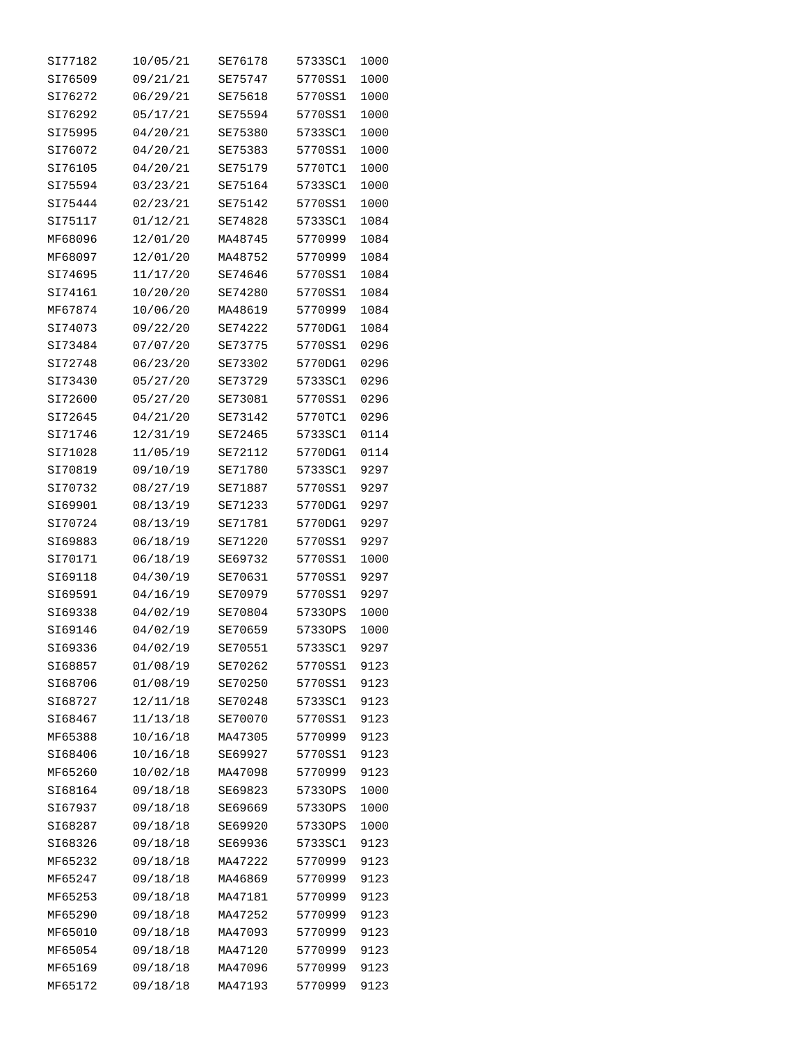| | | | | |
|---|---|---|---|---|
| SI77182 | 10/05/21 | SE76178 | 5733SC1 | 1000 |
| SI76509 | 09/21/21 | SE75747 | 5770SS1 | 1000 |
| SI76272 | 06/29/21 | SE75618 | 5770SS1 | 1000 |
| SI76292 | 05/17/21 | SE75594 | 5770SS1 | 1000 |
| SI75995 | 04/20/21 | SE75380 | 5733SC1 | 1000 |
| SI76072 | 04/20/21 | SE75383 | 5770SS1 | 1000 |
| SI76105 | 04/20/21 | SE75179 | 5770TC1 | 1000 |
| SI75594 | 03/23/21 | SE75164 | 5733SC1 | 1000 |
| SI75444 | 02/23/21 | SE75142 | 5770SS1 | 1000 |
| SI75117 | 01/12/21 | SE74828 | 5733SC1 | 1084 |
| MF68096 | 12/01/20 | MA48745 | 5770999 | 1084 |
| MF68097 | 12/01/20 | MA48752 | 5770999 | 1084 |
| SI74695 | 11/17/20 | SE74646 | 5770SS1 | 1084 |
| SI74161 | 10/20/20 | SE74280 | 5770SS1 | 1084 |
| MF67874 | 10/06/20 | MA48619 | 5770999 | 1084 |
| SI74073 | 09/22/20 | SE74222 | 5770DG1 | 1084 |
| SI73484 | 07/07/20 | SE73775 | 5770SS1 | 0296 |
| SI72748 | 06/23/20 | SE73302 | 5770DG1 | 0296 |
| SI73430 | 05/27/20 | SE73729 | 5733SC1 | 0296 |
| SI72600 | 05/27/20 | SE73081 | 5770SS1 | 0296 |
| SI72645 | 04/21/20 | SE73142 | 5770TC1 | 0296 |
| SI71746 | 12/31/19 | SE72465 | 5733SC1 | 0114 |
| SI71028 | 11/05/19 | SE72112 | 5770DG1 | 0114 |
| SI70819 | 09/10/19 | SE71780 | 5733SC1 | 9297 |
| SI70732 | 08/27/19 | SE71887 | 5770SS1 | 9297 |
| SI69901 | 08/13/19 | SE71233 | 5770DG1 | 9297 |
| SI70724 | 08/13/19 | SE71781 | 5770DG1 | 9297 |
| SI69883 | 06/18/19 | SE71220 | 5770SS1 | 9297 |
| SI70171 | 06/18/19 | SE69732 | 5770SS1 | 1000 |
| SI69118 | 04/30/19 | SE70631 | 5770SS1 | 9297 |
| SI69591 | 04/16/19 | SE70979 | 5770SS1 | 9297 |
| SI69338 | 04/02/19 | SE70804 | 5733OPS | 1000 |
| SI69146 | 04/02/19 | SE70659 | 5733OPS | 1000 |
| SI69336 | 04/02/19 | SE70551 | 5733SC1 | 9297 |
| SI68857 | 01/08/19 | SE70262 | 5770SS1 | 9123 |
| SI68706 | 01/08/19 | SE70250 | 5770SS1 | 9123 |
| SI68727 | 12/11/18 | SE70248 | 5733SC1 | 9123 |
| SI68467 | 11/13/18 | SE70070 | 5770SS1 | 9123 |
| MF65388 | 10/16/18 | MA47305 | 5770999 | 9123 |
| SI68406 | 10/16/18 | SE69927 | 5770SS1 | 9123 |
| MF65260 | 10/02/18 | MA47098 | 5770999 | 9123 |
| SI68164 | 09/18/18 | SE69823 | 5733OPS | 1000 |
| SI67937 | 09/18/18 | SE69669 | 5733OPS | 1000 |
| SI68287 | 09/18/18 | SE69920 | 5733OPS | 1000 |
| SI68326 | 09/18/18 | SE69936 | 5733SC1 | 9123 |
| MF65232 | 09/18/18 | MA47222 | 5770999 | 9123 |
| MF65247 | 09/18/18 | MA46869 | 5770999 | 9123 |
| MF65253 | 09/18/18 | MA47181 | 5770999 | 9123 |
| MF65290 | 09/18/18 | MA47252 | 5770999 | 9123 |
| MF65010 | 09/18/18 | MA47093 | 5770999 | 9123 |
| MF65054 | 09/18/18 | MA47120 | 5770999 | 9123 |
| MF65169 | 09/18/18 | MA47096 | 5770999 | 9123 |
| MF65172 | 09/18/18 | MA47193 | 5770999 | 9123 |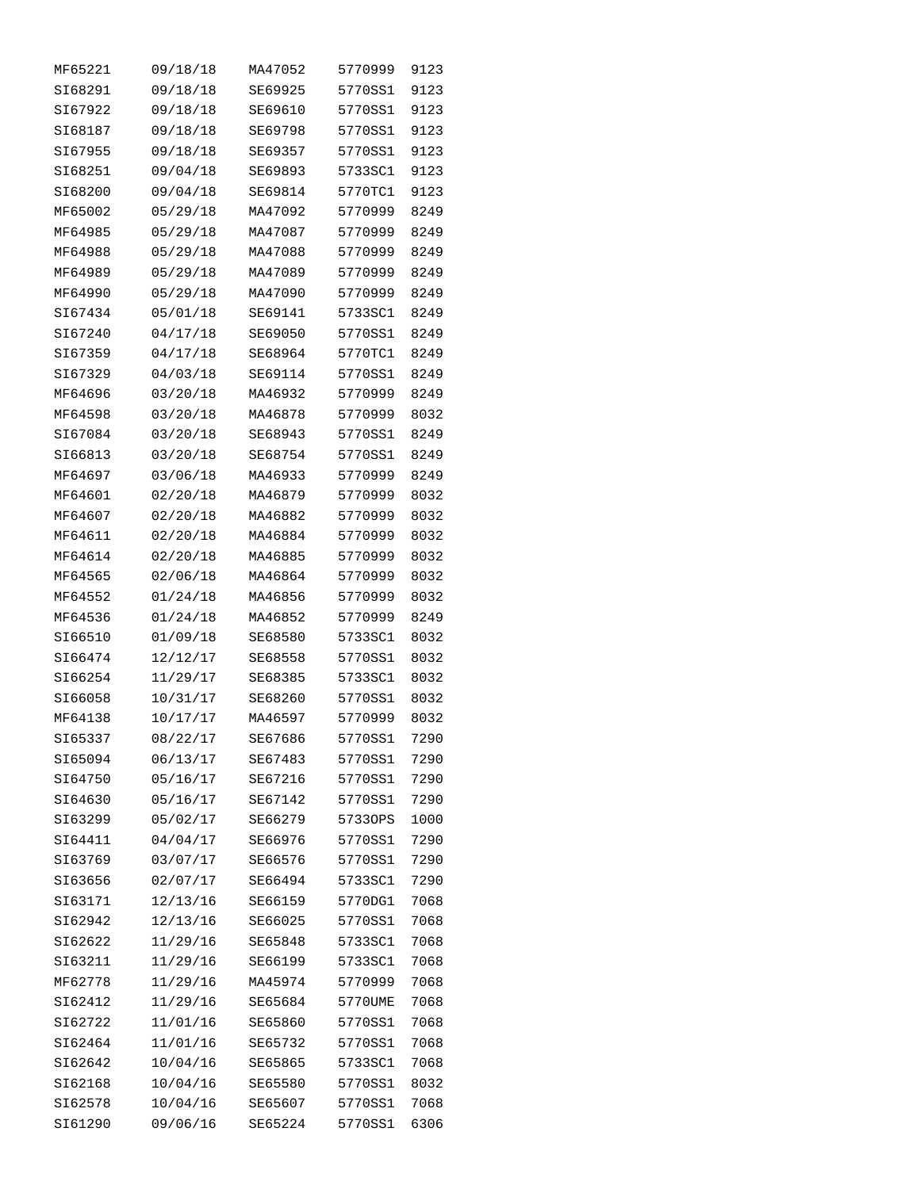| | | | | |
|---|---|---|---|---|
| MF65221 | 09/18/18 | MA47052 | 5770999 | 9123 |
| SI68291 | 09/18/18 | SE69925 | 5770SS1 | 9123 |
| SI67922 | 09/18/18 | SE69610 | 5770SS1 | 9123 |
| SI68187 | 09/18/18 | SE69798 | 5770SS1 | 9123 |
| SI67955 | 09/18/18 | SE69357 | 5770SS1 | 9123 |
| SI68251 | 09/04/18 | SE69893 | 5733SC1 | 9123 |
| SI68200 | 09/04/18 | SE69814 | 5770TC1 | 9123 |
| MF65002 | 05/29/18 | MA47092 | 5770999 | 8249 |
| MF64985 | 05/29/18 | MA47087 | 5770999 | 8249 |
| MF64988 | 05/29/18 | MA47088 | 5770999 | 8249 |
| MF64989 | 05/29/18 | MA47089 | 5770999 | 8249 |
| MF64990 | 05/29/18 | MA47090 | 5770999 | 8249 |
| SI67434 | 05/01/18 | SE69141 | 5733SC1 | 8249 |
| SI67240 | 04/17/18 | SE69050 | 5770SS1 | 8249 |
| SI67359 | 04/17/18 | SE68964 | 5770TC1 | 8249 |
| SI67329 | 04/03/18 | SE69114 | 5770SS1 | 8249 |
| MF64696 | 03/20/18 | MA46932 | 5770999 | 8249 |
| MF64598 | 03/20/18 | MA46878 | 5770999 | 8032 |
| SI67084 | 03/20/18 | SE68943 | 5770SS1 | 8249 |
| SI66813 | 03/20/18 | SE68754 | 5770SS1 | 8249 |
| MF64697 | 03/06/18 | MA46933 | 5770999 | 8249 |
| MF64601 | 02/20/18 | MA46879 | 5770999 | 8032 |
| MF64607 | 02/20/18 | MA46882 | 5770999 | 8032 |
| MF64611 | 02/20/18 | MA46884 | 5770999 | 8032 |
| MF64614 | 02/20/18 | MA46885 | 5770999 | 8032 |
| MF64565 | 02/06/18 | MA46864 | 5770999 | 8032 |
| MF64552 | 01/24/18 | MA46856 | 5770999 | 8032 |
| MF64536 | 01/24/18 | MA46852 | 5770999 | 8249 |
| SI66510 | 01/09/18 | SE68580 | 5733SC1 | 8032 |
| SI66474 | 12/12/17 | SE68558 | 5770SS1 | 8032 |
| SI66254 | 11/29/17 | SE68385 | 5733SC1 | 8032 |
| SI66058 | 10/31/17 | SE68260 | 5770SS1 | 8032 |
| MF64138 | 10/17/17 | MA46597 | 5770999 | 8032 |
| SI65337 | 08/22/17 | SE67686 | 5770SS1 | 7290 |
| SI65094 | 06/13/17 | SE67483 | 5770SS1 | 7290 |
| SI64750 | 05/16/17 | SE67216 | 5770SS1 | 7290 |
| SI64630 | 05/16/17 | SE67142 | 5770SS1 | 7290 |
| SI63299 | 05/02/17 | SE66279 | 5733OPS | 1000 |
| SI64411 | 04/04/17 | SE66976 | 5770SS1 | 7290 |
| SI63769 | 03/07/17 | SE66576 | 5770SS1 | 7290 |
| SI63656 | 02/07/17 | SE66494 | 5733SC1 | 7290 |
| SI63171 | 12/13/16 | SE66159 | 5770DG1 | 7068 |
| SI62942 | 12/13/16 | SE66025 | 5770SS1 | 7068 |
| SI62622 | 11/29/16 | SE65848 | 5733SC1 | 7068 |
| SI63211 | 11/29/16 | SE66199 | 5733SC1 | 7068 |
| MF62778 | 11/29/16 | MA45974 | 5770999 | 7068 |
| SI62412 | 11/29/16 | SE65684 | 5770UME | 7068 |
| SI62722 | 11/01/16 | SE65860 | 5770SS1 | 7068 |
| SI62464 | 11/01/16 | SE65732 | 5770SS1 | 7068 |
| SI62642 | 10/04/16 | SE65865 | 5733SC1 | 7068 |
| SI62168 | 10/04/16 | SE65580 | 5770SS1 | 8032 |
| SI62578 | 10/04/16 | SE65607 | 5770SS1 | 7068 |
| SI61290 | 09/06/16 | SE65224 | 5770SS1 | 6306 |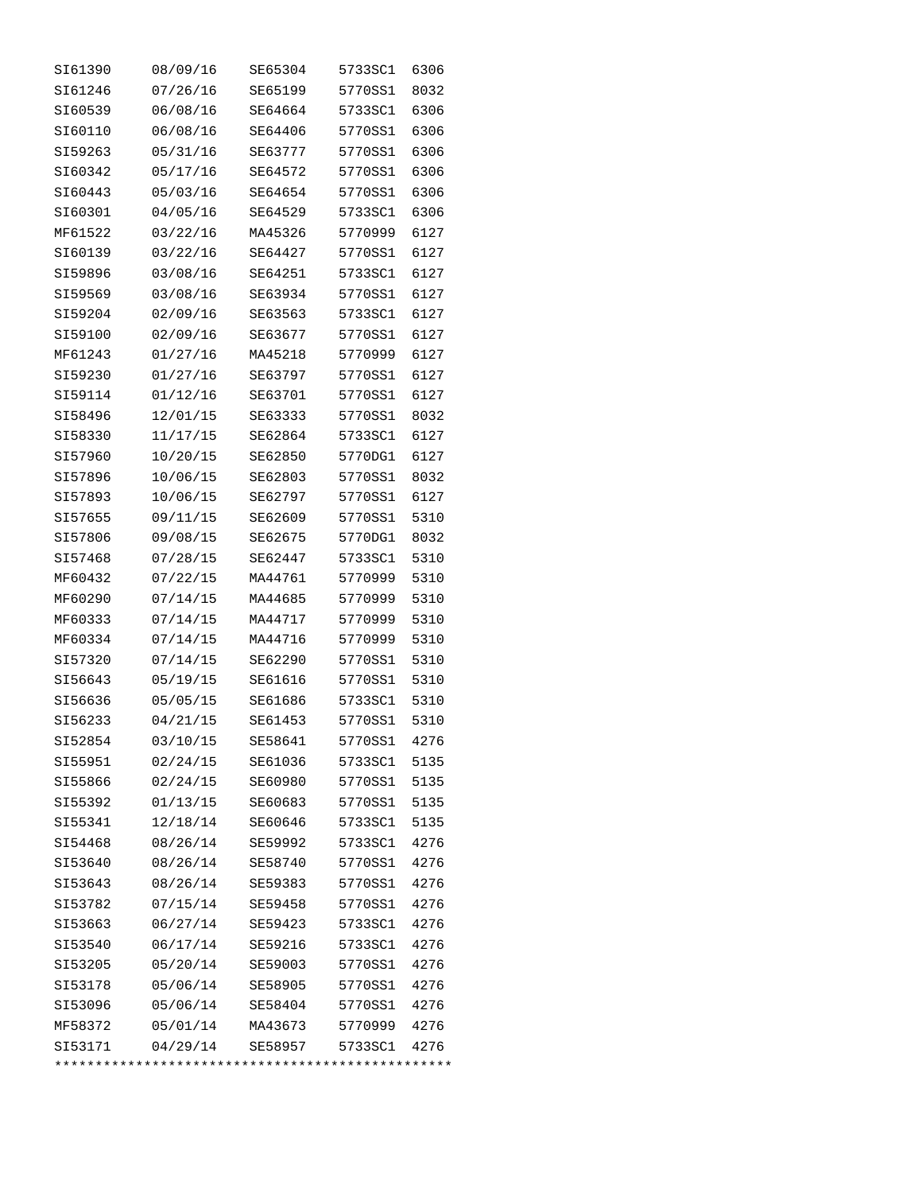| | | | | |
|---|---|---|---|---|
| SI61390 | 08/09/16 | SE65304 | 5733SC1 | 6306 |
| SI61246 | 07/26/16 | SE65199 | 5770SS1 | 8032 |
| SI60539 | 06/08/16 | SE64664 | 5733SC1 | 6306 |
| SI60110 | 06/08/16 | SE64406 | 5770SS1 | 6306 |
| SI59263 | 05/31/16 | SE63777 | 5770SS1 | 6306 |
| SI60342 | 05/17/16 | SE64572 | 5770SS1 | 6306 |
| SI60443 | 05/03/16 | SE64654 | 5770SS1 | 6306 |
| SI60301 | 04/05/16 | SE64529 | 5733SC1 | 6306 |
| MF61522 | 03/22/16 | MA45326 | 5770999 | 6127 |
| SI60139 | 03/22/16 | SE64427 | 5770SS1 | 6127 |
| SI59896 | 03/08/16 | SE64251 | 5733SC1 | 6127 |
| SI59569 | 03/08/16 | SE63934 | 5770SS1 | 6127 |
| SI59204 | 02/09/16 | SE63563 | 5733SC1 | 6127 |
| SI59100 | 02/09/16 | SE63677 | 5770SS1 | 6127 |
| MF61243 | 01/27/16 | MA45218 | 5770999 | 6127 |
| SI59230 | 01/27/16 | SE63797 | 5770SS1 | 6127 |
| SI59114 | 01/12/16 | SE63701 | 5770SS1 | 6127 |
| SI58496 | 12/01/15 | SE63333 | 5770SS1 | 8032 |
| SI58330 | 11/17/15 | SE62864 | 5733SC1 | 6127 |
| SI57960 | 10/20/15 | SE62850 | 5770DG1 | 6127 |
| SI57896 | 10/06/15 | SE62803 | 5770SS1 | 8032 |
| SI57893 | 10/06/15 | SE62797 | 5770SS1 | 6127 |
| SI57655 | 09/11/15 | SE62609 | 5770SS1 | 5310 |
| SI57806 | 09/08/15 | SE62675 | 5770DG1 | 8032 |
| SI57468 | 07/28/15 | SE62447 | 5733SC1 | 5310 |
| MF60432 | 07/22/15 | MA44761 | 5770999 | 5310 |
| MF60290 | 07/14/15 | MA44685 | 5770999 | 5310 |
| MF60333 | 07/14/15 | MA44717 | 5770999 | 5310 |
| MF60334 | 07/14/15 | MA44716 | 5770999 | 5310 |
| SI57320 | 07/14/15 | SE62290 | 5770SS1 | 5310 |
| SI56643 | 05/19/15 | SE61616 | 5770SS1 | 5310 |
| SI56636 | 05/05/15 | SE61686 | 5733SC1 | 5310 |
| SI56233 | 04/21/15 | SE61453 | 5770SS1 | 5310 |
| SI52854 | 03/10/15 | SE58641 | 5770SS1 | 4276 |
| SI55951 | 02/24/15 | SE61036 | 5733SC1 | 5135 |
| SI55866 | 02/24/15 | SE60980 | 5770SS1 | 5135 |
| SI55392 | 01/13/15 | SE60683 | 5770SS1 | 5135 |
| SI55341 | 12/18/14 | SE60646 | 5733SC1 | 5135 |
| SI54468 | 08/26/14 | SE59992 | 5733SC1 | 4276 |
| SI53640 | 08/26/14 | SE58740 | 5770SS1 | 4276 |
| SI53643 | 08/26/14 | SE59383 | 5770SS1 | 4276 |
| SI53782 | 07/15/14 | SE59458 | 5770SS1 | 4276 |
| SI53663 | 06/27/14 | SE59423 | 5733SC1 | 4276 |
| SI53540 | 06/17/14 | SE59216 | 5733SC1 | 4276 |
| SI53205 | 05/20/14 | SE59003 | 5770SS1 | 4276 |
| SI53178 | 05/06/14 | SE58905 | 5770SS1 | 4276 |
| SI53096 | 05/06/14 | SE58404 | 5770SS1 | 4276 |
| MF58372 | 05/01/14 | MA43673 | 5770999 | 4276 |
| SI53171 | 04/29/14 | SE58957 | 5733SC1 | 4276 |

*************************************************